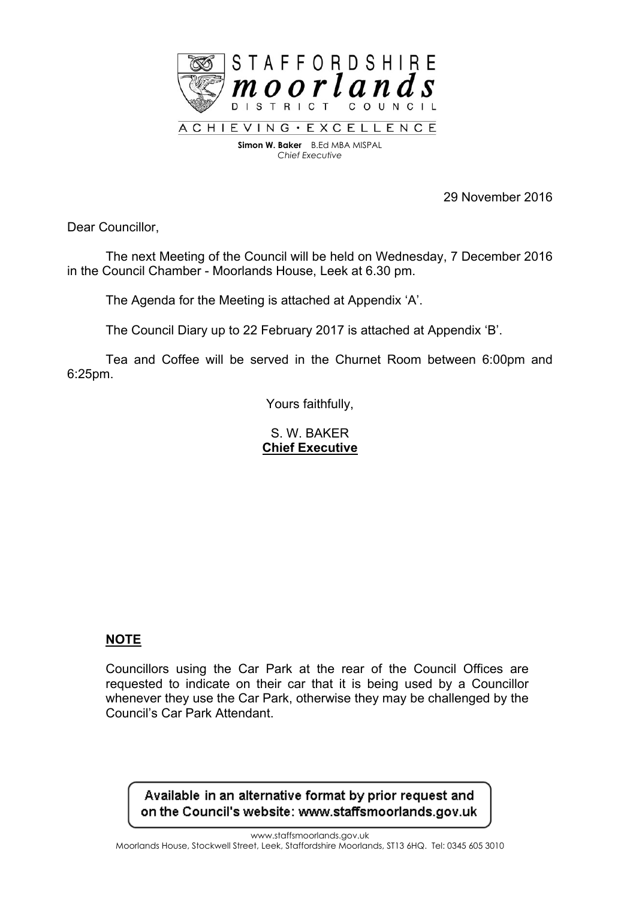STAFFORDSHIRE
**moorlands**
DISTRICT COUNCIL

ACHIEVING · EXCELLENCE

**Simon W. Baker** B.Ed MBA MISPAL
*Chief Executive*

29 November 2016

Dear Councillor,

The next Meeting of the Council will be held on Wednesday, 7 December 2016 in the Council Chamber - Moorlands House, Leek at 6.30 pm.

The Agenda for the Meeting is attached at Appendix 'A'.

The Council Diary up to 22 February 2017 is attached at Appendix 'B'.

Tea and Coffee will be served in the Churnet Room between 6:00pm and 6:25pm.

Yours faithfully,

S. W. BAKER
**Chief Executive**

**NOTE**

Councillors using the Car Park at the rear of the Council Offices are requested to indicate on their car that it is being used by a Councillor whenever they use the Car Park, otherwise they may be challenged by the Council's Car Park Attendant.

Available in an alternative format by prior request and on the Council's website: www.staffsmoorlands.gov.uk

www.staffsmoorlands.gov.uk
Moorlands House, Stockwell Street, Leek, Staffordshire Moorlands, ST13 6HQ. Tel: 0345 605 3010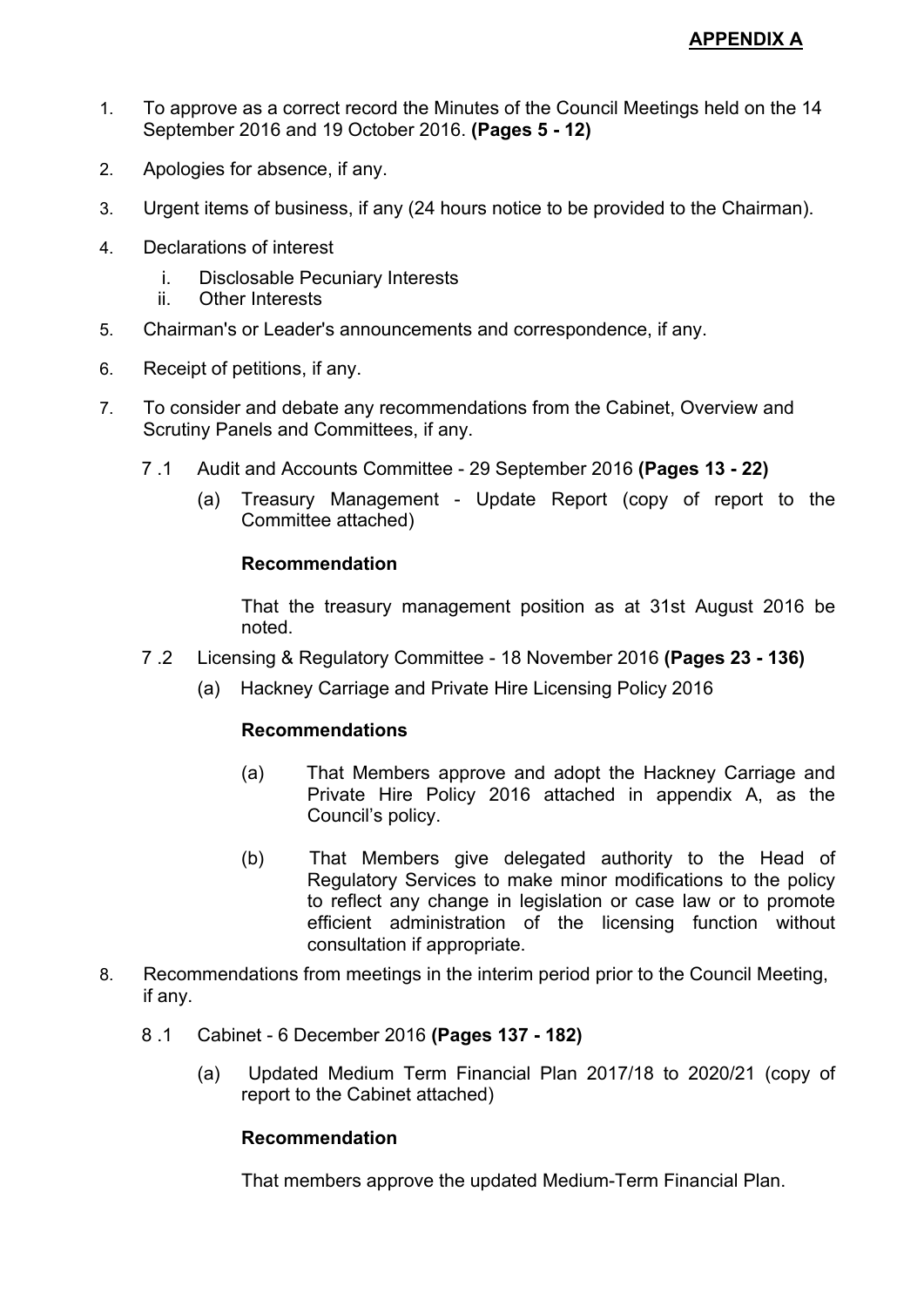**APPENDIX A**

1. To approve as a correct record the Minutes of the Council Meetings held on the 14 September 2016 and 19 October 2016. **(Pages 5 - 12)**

2. Apologies for absence, if any.

3. Urgent items of business, if any (24 hours notice to be provided to the Chairman).

4. Declarations of interest
   i. Disclosable Pecuniary Interests
   ii. Other Interests

5. Chairman's or Leader's announcements and correspondence, if any.

6. Receipt of petitions, if any.

7. To consider and debate any recommendations from the Cabinet, Overview and Scrutiny Panels and Committees, if any.

   7 .1 Audit and Accounts Committee - 29 September 2016 **(Pages 13 - 22)**

   (a) Treasury Management - Update Report (copy of report to the Committee attached)

   **Recommendation**

   That the treasury management position as at 31st August 2016 be noted.

   7 .2 Licensing & Regulatory Committee - 18 November 2016 **(Pages 23 - 136)**

   (a) Hackney Carriage and Private Hire Licensing Policy 2016

   **Recommendations**

   (a) That Members approve and adopt the Hackney Carriage and Private Hire Policy 2016 attached in appendix A, as the Council's policy.

   (b) That Members give delegated authority to the Head of Regulatory Services to make minor modifications to the policy to reflect any change in legislation or case law or to promote efficient administration of the licensing function without consultation if appropriate.

8. Recommendations from meetings in the interim period prior to the Council Meeting, if any.

   8 .1 Cabinet - 6 December 2016 **(Pages 137 - 182)**

   (a) Updated Medium Term Financial Plan 2017/18 to 2020/21 (copy of report to the Cabinet attached)

   **Recommendation**

   That members approve the updated Medium-Term Financial Plan.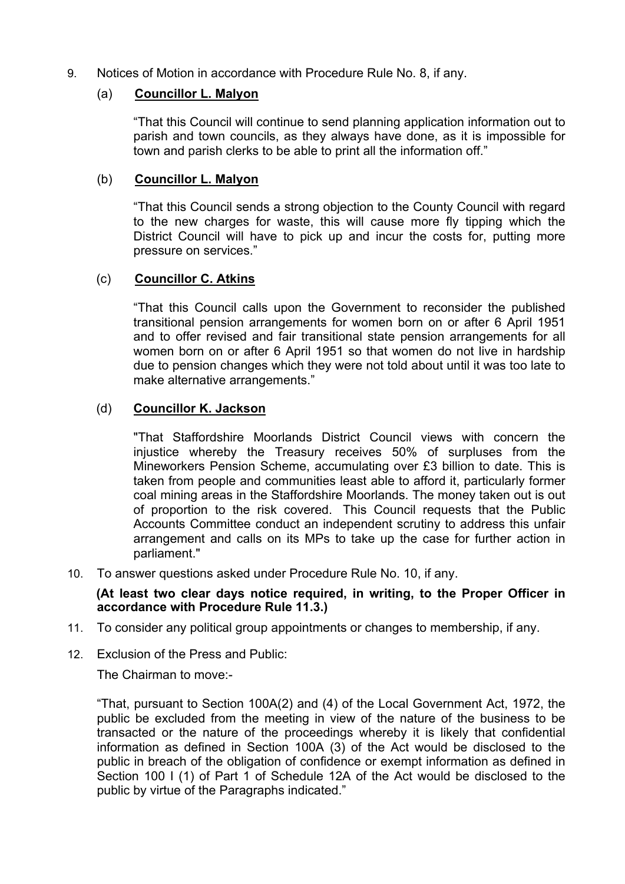9. Notices of Motion in accordance with Procedure Rule No. 8, if any.

   (a) **Councillor L. Malyon**

   "That this Council will continue to send planning application information out to parish and town councils, as they always have done, as it is impossible for town and parish clerks to be able to print all the information off."

   (b) **Councillor L. Malyon**

   "That this Council sends a strong objection to the County Council with regard to the new charges for waste, this will cause more fly tipping which the District Council will have to pick up and incur the costs for, putting more pressure on services."

   (c) **Councillor C. Atkins**

   "That this Council calls upon the Government to reconsider the published transitional pension arrangements for women born on or after 6 April 1951 and to offer revised and fair transitional state pension arrangements for all women born on or after 6 April 1951 so that women do not live in hardship due to pension changes which they were not told about until it was too late to make alternative arrangements."

   (d) **Councillor K. Jackson**

   "That Staffordshire Moorlands District Council views with concern the injustice whereby the Treasury receives 50% of surpluses from the Mineworkers Pension Scheme, accumulating over £3 billion to date. This is taken from people and communities least able to afford it, particularly former coal mining areas in the Staffordshire Moorlands. The money taken out is out of proportion to the risk covered. This Council requests that the Public Accounts Committee conduct an independent scrutiny to address this unfair arrangement and calls on its MPs to take up the case for further action in parliament."

10. To answer questions asked under Procedure Rule No. 10, if any.

    **(At least two clear days notice required, in writing, to the Proper Officer in accordance with Procedure Rule 11.3.)**

11. To consider any political group appointments or changes to membership, if any.

12. Exclusion of the Press and Public:

    The Chairman to move:-

    "That, pursuant to Section 100A(2) and (4) of the Local Government Act, 1972, the public be excluded from the meeting in view of the nature of the business to be transacted or the nature of the proceedings whereby it is likely that confidential information as defined in Section 100A (3) of the Act would be disclosed to the public in breach of the obligation of confidence or exempt information as defined in Section 100 I (1) of Part 1 of Schedule 12A of the Act would be disclosed to the public by virtue of the Paragraphs indicated."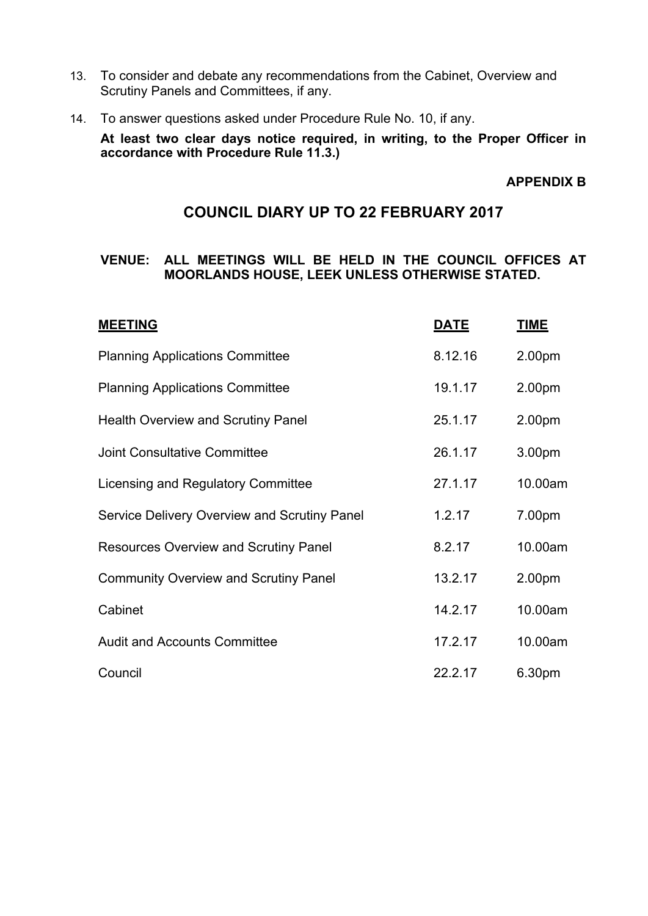13. To consider and debate any recommendations from the Cabinet, Overview and Scrutiny Panels and Committees, if any.

14. To answer questions asked under Procedure Rule No. 10, if any.

    **At least two clear days notice required, in writing, to the Proper Officer in accordance with Procedure Rule 11.3.)**

**APPENDIX B**

## COUNCIL DIARY UP TO 22 FEBRUARY 2017

**VENUE: ALL MEETINGS WILL BE HELD IN THE COUNCIL OFFICES AT MOORLANDS HOUSE, LEEK UNLESS OTHERWISE STATED.**

| **MEETING** | **DATE** | **TIME** |
|---|---|---|
| Planning Applications Committee | 8.12.16 | 2.00pm |
| Planning Applications Committee | 19.1.17 | 2.00pm |
| Health Overview and Scrutiny Panel | 25.1.17 | 2.00pm |
| Joint Consultative Committee | 26.1.17 | 3.00pm |
| Licensing and Regulatory Committee | 27.1.17 | 10.00am |
| Service Delivery Overview and Scrutiny Panel | 1.2.17 | 7.00pm |
| Resources Overview and Scrutiny Panel | 8.2.17 | 10.00am |
| Community Overview and Scrutiny Panel | 13.2.17 | 2.00pm |
| Cabinet | 14.2.17 | 10.00am |
| Audit and Accounts Committee | 17.2.17 | 10.00am |
| Council | 22.2.17 | 6.30pm |